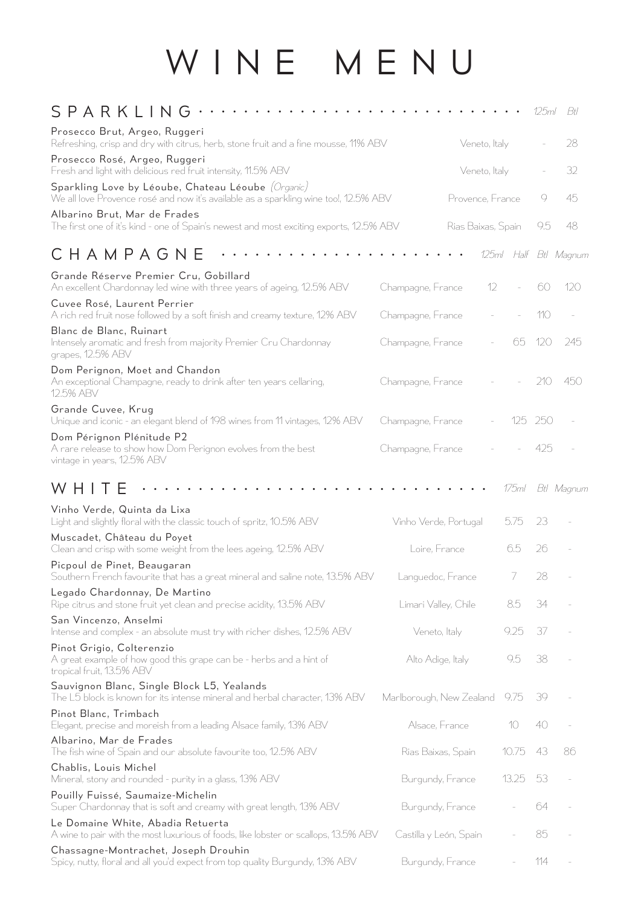# WINE MENU

## SPARKLING

| Wine | Region | 125ml | Btl |
|---|---|---|---|
| **Prosecco Brut, Argeo, Ruggeri**<br>Refreshing, crisp and dry with citrus, herb, stone fruit and a fine mousse, 11% ABV | Veneto, Italy | - | 28 |
| **Prosecco Rosé, Argeo, Ruggeri**<br>Fresh and light with delicious red fruit intensity, 11.5% ABV | Veneto, Italy | - | 32 |
| **Sparkling Love by Léoube, Chateau Léoube** *(Organic)*<br>We all love Provence rosé and now it's available as a sparkling wine too!, 12.5% ABV | Provence, France | 9 | 45 |
| **Albarino Brut, Mar de Frades**<br>The first one of it's kind - one of Spain's newest and most exciting exports, 12.5% ABV | Rias Baixas, Spain | 9.5 | 48 |

## CHAMPAGNE

| Wine | Region | 125ml | Half | Btl | Magnum |
|---|---|---|---|---|---|
| **Grande Réserve Premier Cru, Gobillard**<br>An excellent Chardonnay led wine with three years of ageing, 12.5% ABV | Champagne, France | 12 | - | 60 | 120 |
| **Cuvee Rosé, Laurent Perrier**<br>A rich red fruit nose followed by a soft finish and creamy texture, 12% ABV | Champagne, France | - | - | 110 | - |
| **Blanc de Blanc, Ruinart**<br>Intensely aromatic and fresh from majority Premier Cru Chardonnay grapes, 12.5% ABV | Champagne, France | - | 65 | 120 | 245 |
| **Dom Perignon, Moet and Chandon**<br>An exceptional Champagne, ready to drink after ten years cellaring, 12.5% ABV | Champagne, France | - | - | 210 | 450 |
| **Grande Cuvee, Krug**<br>Unique and iconic - an elegant blend of 198 wines from 11 vintages, 12% ABV | Champagne, France | - | 125 | 250 | - |
| **Dom Pérignon Plénitude P2**<br>A rare release to show how Dom Perignon evolves from the best vintage in years, 12.5% ABV | Champagne, France | - | - | 425 | - |

## WHITE

| Wine | Region | 175ml | Btl | Magnum |
|---|---|---|---|---|
| **Vinho Verde, Quinta da Lixa**<br>Light and slightly floral with the classic touch of spritz, 10.5% ABV | Vinho Verde, Portugal | 5.75 | 23 | - |
| **Muscadet, Château du Poyet**<br>Clean and crisp with some weight from the lees ageing, 12.5% ABV | Loire, France | 6.5 | 26 | - |
| **Picpoul de Pinet, Beaugaran**<br>Southern French favourite that has a great mineral and saline note, 13.5% ABV | Languedoc, France | 7 | 28 | - |
| **Legado Chardonnay, De Martino**<br>Ripe citrus and stone fruit yet clean and precise acidity, 13.5% ABV | Limari Valley, Chile | 8.5 | 34 | - |
| **San Vincenzo, Anselmi**<br>Intense and complex - an absolute must try with richer dishes, 12.5% ABV | Veneto, Italy | 9.25 | 37 | - |
| **Pinot Grigio, Colterenzio**<br>A great example of how good this grape can be - herbs and a hint of tropical fruit, 13.5% ABV | Alto Adige, Italy | 9.5 | 38 | - |
| **Sauvignon Blanc, Single Block L5, Yealands**<br>The L5 block is known for its intense mineral and herbal character, 13% ABV | Marlborough, New Zealand | 9.75 | 39 | - |
| **Pinot Blanc, Trimbach**<br>Elegant, precise and moreish from a leading Alsace family, 13% ABV | Alsace, France | 10 | 40 | - |
| **Albarino, Mar de Frades**<br>The fish wine of Spain and our absolute favourite too, 12.5% ABV | Rias Baixas, Spain | 10.75 | 43 | 86 |
| **Chablis, Louis Michel**<br>Mineral, stony and rounded - purity in a glass, 13% ABV | Burgundy, France | 13.25 | 53 | - |
| **Pouilly Fuissé, Saumaize-Michelin**<br>Super Chardonnay that is soft and creamy with great length, 13% ABV | Burgundy, France | - | 64 | - |
| **Le Domaine White, Abadia Retuerta**<br>A wine to pair with the most luxurious of foods, like lobster or scallops, 13.5% ABV | Castilla y León, Spain | - | 85 | - |
| **Chassagne-Montrachet, Joseph Drouhin**<br>Spicy, nutty, floral and all you'd expect from top quality Burgundy, 13% ABV | Burgundy, France | - | 114 | - |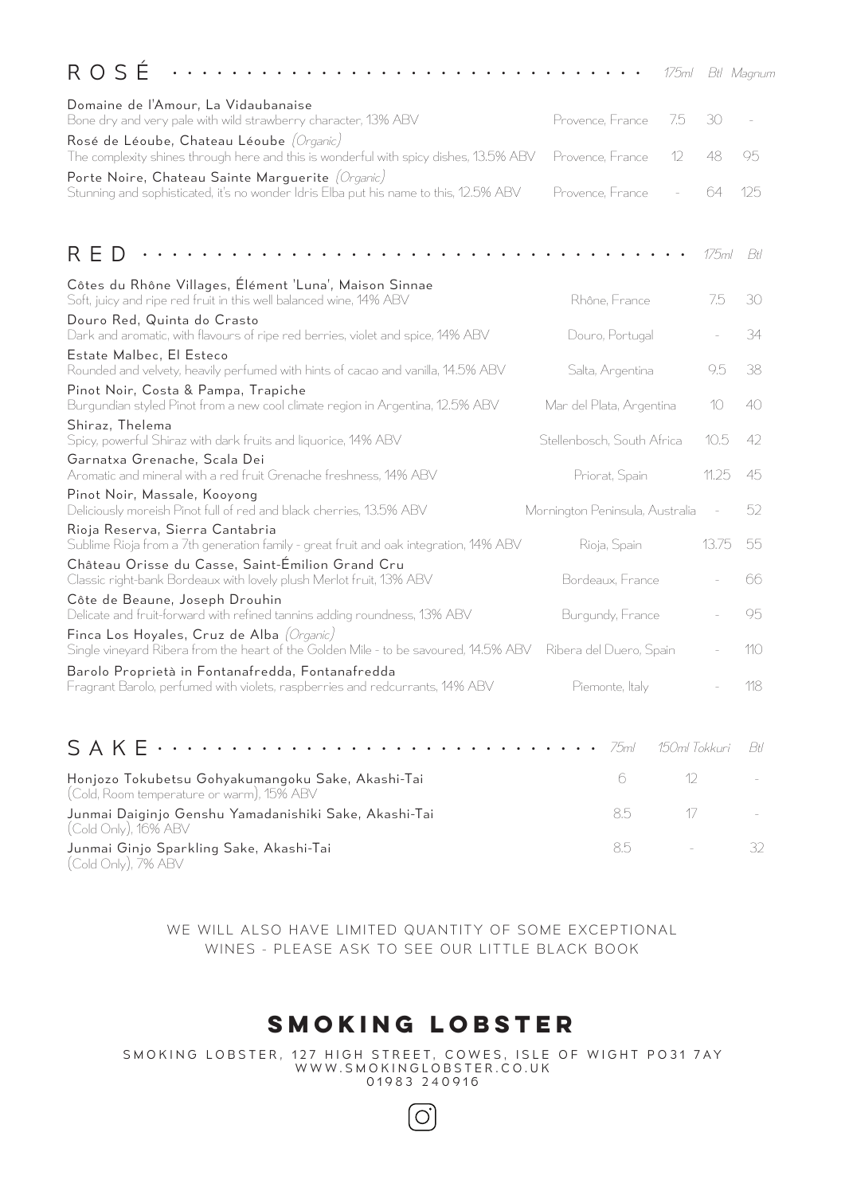## ROSÉ

| | | 175ml | Btl | Magnum |
|---|---|---|---|---|
| **Domaine de l'Amour, La Vidaubanaise**<br>Bone dry and very pale with wild strawberry character, 13% ABV | Provence, France | 7.5 | 30 | - |
| **Rosé de Léoube, Chateau Léoube** *(Organic)*<br>The complexity shines through here and this is wonderful with spicy dishes, 13.5% ABV | Provence, France | 12 | 48 | 95 |
| **Porte Noire, Chateau Sainte Marguerite** *(Organic)*<br>Stunning and sophisticated, it's no wonder Idris Elba put his name to this, 12.5% ABV | Provence, France | - | 64 | 125 |

## RED

| | | 175ml | Btl |
|---|---|---|---|
| **Côtes du Rhône Villages, Élément 'Luna', Maison Sinnae**<br>Soft, juicy and ripe red fruit in this well balanced wine, 14% ABV | Rhône, France | 7.5 | 30 |
| **Douro Red, Quinta do Crasto**<br>Dark and aromatic, with flavours of ripe red berries, violet and spice, 14% ABV | Douro, Portugal | - | 34 |
| **Estate Malbec, El Esteco**<br>Rounded and velvety, heavily perfumed with hints of cacao and vanilla, 14.5% ABV | Salta, Argentina | 9.5 | 38 |
| **Pinot Noir, Costa & Pampa, Trapiche**<br>Burgundian styled Pinot from a new cool climate region in Argentina, 12.5% ABV | Mar del Plata, Argentina | 10 | 40 |
| **Shiraz, Thelema**<br>Spicy, powerful Shiraz with dark fruits and liquorice, 14% ABV | Stellenbosch, South Africa | 10.5 | 42 |
| **Garnatxa Grenache, Scala Dei**<br>Aromatic and mineral with a red fruit Grenache freshness, 14% ABV | Priorat, Spain | 11.25 | 45 |
| **Pinot Noir, Massale, Kooyong**<br>Deliciously moreish Pinot full of red and black cherries, 13.5% ABV | Mornington Peninsula, Australia | - | 52 |
| **Rioja Reserva, Sierra Cantabria**<br>Sublime Rioja from a 7th generation family - great fruit and oak integration, 14% ABV | Rioja, Spain | 13.75 | 55 |
| **Château Orisse du Casse, Saint-Émilion Grand Cru**<br>Classic right-bank Bordeaux with lovely plush Merlot fruit, 13% ABV | Bordeaux, France | - | 66 |
| **Côte de Beaune, Joseph Drouhin**<br>Delicate and fruit-forward with refined tannins adding roundness, 13% ABV | Burgundy, France | - | 95 |
| **Finca Los Hoyales, Cruz de Alba** *(Organic)*<br>Single vineyard Ribera from the heart of the Golden Mile - to be savoured, 14.5% ABV | Ribera del Duero, Spain | - | 110 |
| **Barolo Proprietà in Fontanafredda, Fontanafredda**<br>Fragrant Barolo, perfumed with violets, raspberries and redcurrants, 14% ABV | Piemonte, Italy | - | 118 |

## SAKE

| | 75ml | 150ml Tokkuri | Btl |
|---|---|---|---|
| **Honjozo Tokubetsu Gohyakumangoku Sake, Akashi-Tai**<br>(Cold, Room temperature or warm), 15% ABV | 6 | 12 | - |
| **Junmai Daiginjo Genshu Yamadanishiki Sake, Akashi-Tai**<br>(Cold Only), 16% ABV | 8.5 | 17 | - |
| **Junmai Ginjo Sparkling Sake, Akashi-Tai**<br>(Cold Only), 7% ABV | 8.5 | - | 32 |

WE WILL ALSO HAVE LIMITED QUANTITY OF SOME EXCEPTIONAL WINES - PLEASE ASK TO SEE OUR LITTLE BLACK BOOK

# SMOKING LOBSTER

SMOKING LOBSTER, 127 HIGH STREET, COWES, ISLE OF WIGHT PO31 7AY
WWW.SMOKINGLOBSTER.CO.UK
01983 240916